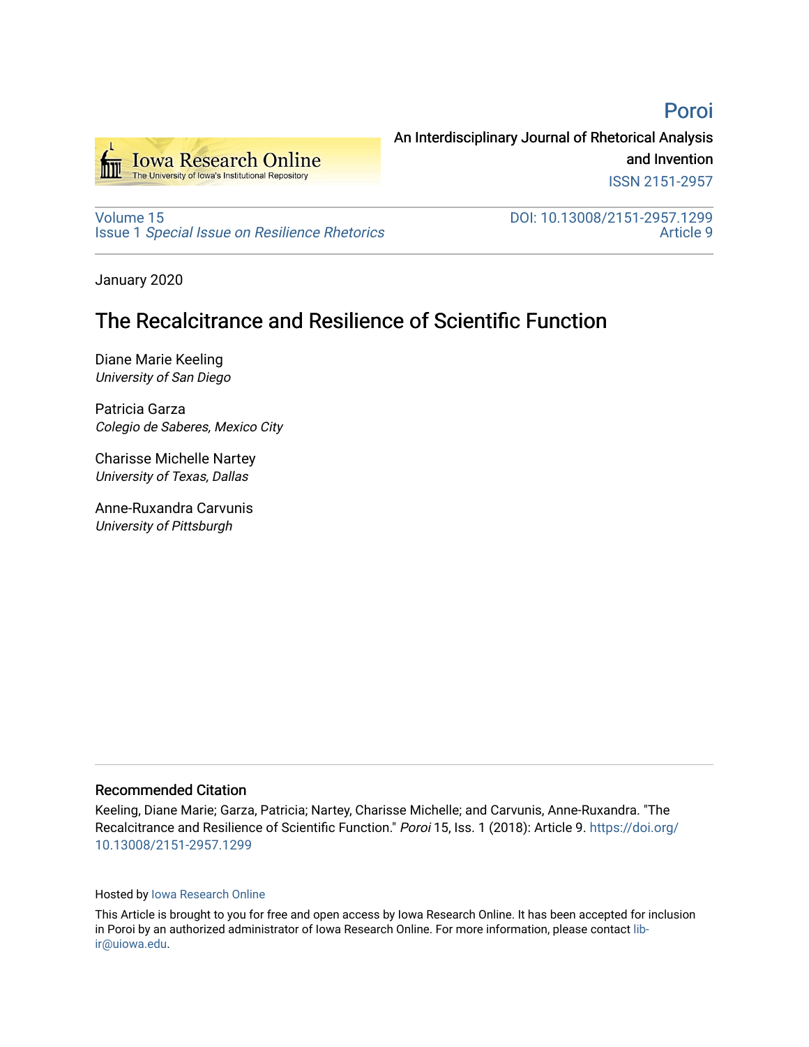# Poroi

An Interdisciplinary Journal of Rhetorical Analysis and Invention

ISSN 2151-2957

Volume 15
Issue 1 *Special Issue on Resilience Rhetorics*

DOI: 10.13008/2151-2957.1299
Article 9

January 2020

## The Recalcitrance and Resilience of Scientific Function

Diane Marie Keeling
*University of San Diego*

Patricia Garza
*Colegio de Saberes, Mexico City*

Charisse Michelle Nartey
*University of Texas, Dallas*

Anne-Ruxandra Carvunis
*University of Pittsburgh*

### Recommended Citation

Keeling, Diane Marie; Garza, Patricia; Nartey, Charisse Michelle; and Carvunis, Anne-Ruxandra. "The Recalcitrance and Resilience of Scientific Function." *Poroi* 15, Iss. 1 (2018): Article 9. https://doi.org/10.13008/2151-2957.1299

Hosted by Iowa Research Online

This Article is brought to you for free and open access by Iowa Research Online. It has been accepted for inclusion in Poroi by an authorized administrator of Iowa Research Online. For more information, please contact lib-ir@uiowa.edu.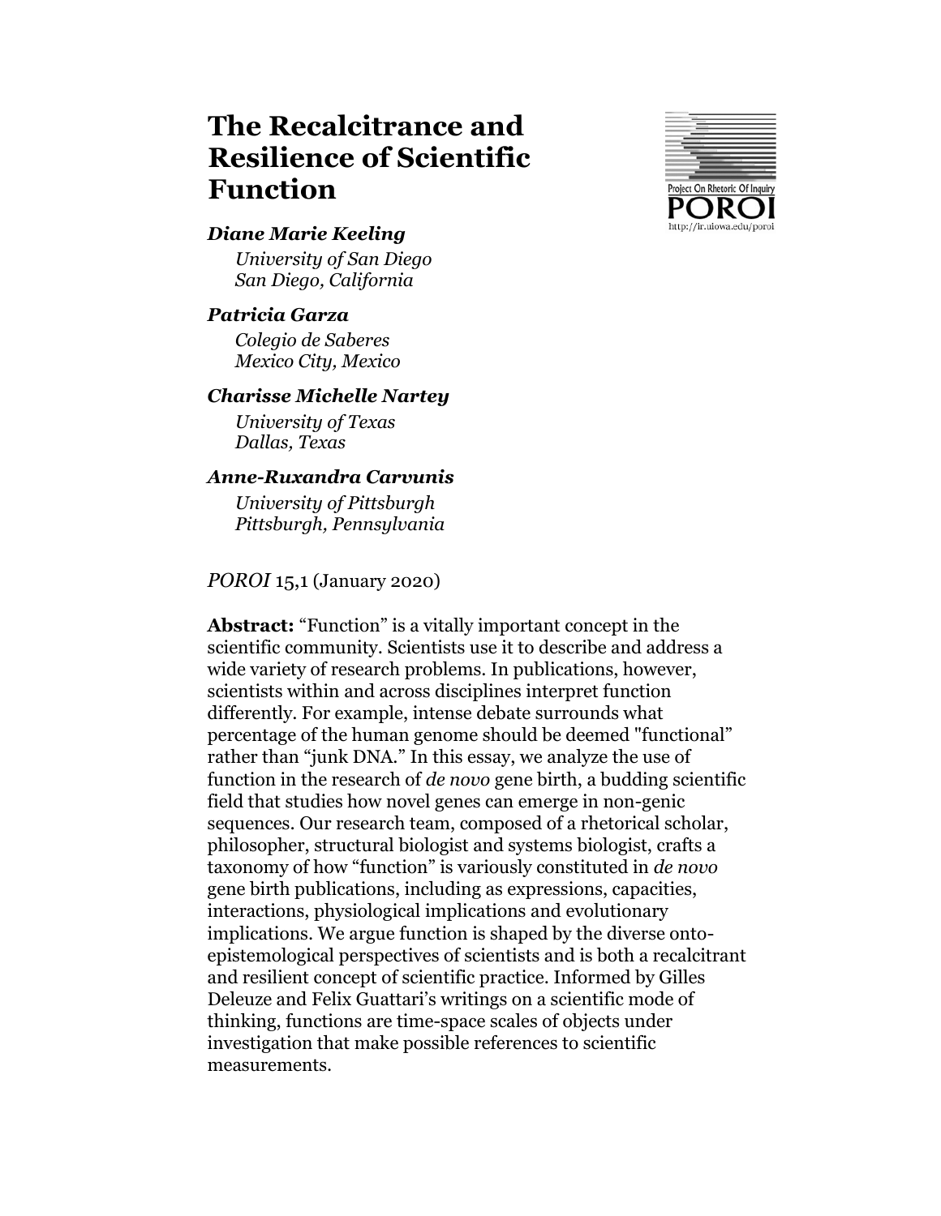# The Recalcitrance and Resilience of Scientific Function

***Diane Marie Keeling***

*University of San Diego*
*San Diego, California*

***Patricia Garza***

*Colegio de Saberes*
*Mexico City, Mexico*

***Charisse Michelle Nartey***

*University of Texas*
*Dallas, Texas*

***Anne-Ruxandra Carvunis***

*University of Pittsburgh*
*Pittsburgh, Pennsylvania*

*POROI* 15,1 (January 2020)

**Abstract:** "Function" is a vitally important concept in the scientific community. Scientists use it to describe and address a wide variety of research problems. In publications, however, scientists within and across disciplines interpret function differently. For example, intense debate surrounds what percentage of the human genome should be deemed "functional" rather than "junk DNA." In this essay, we analyze the use of function in the research of *de novo* gene birth, a budding scientific field that studies how novel genes can emerge in non-genic sequences. Our research team, composed of a rhetorical scholar, philosopher, structural biologist and systems biologist, crafts a taxonomy of how "function" is variously constituted in *de novo* gene birth publications, including as expressions, capacities, interactions, physiological implications and evolutionary implications. We argue function is shaped by the diverse onto-epistemological perspectives of scientists and is both a recalcitrant and resilient concept of scientific practice. Informed by Gilles Deleuze and Felix Guattari's writings on a scientific mode of thinking, functions are time-space scales of objects under investigation that make possible references to scientific measurements.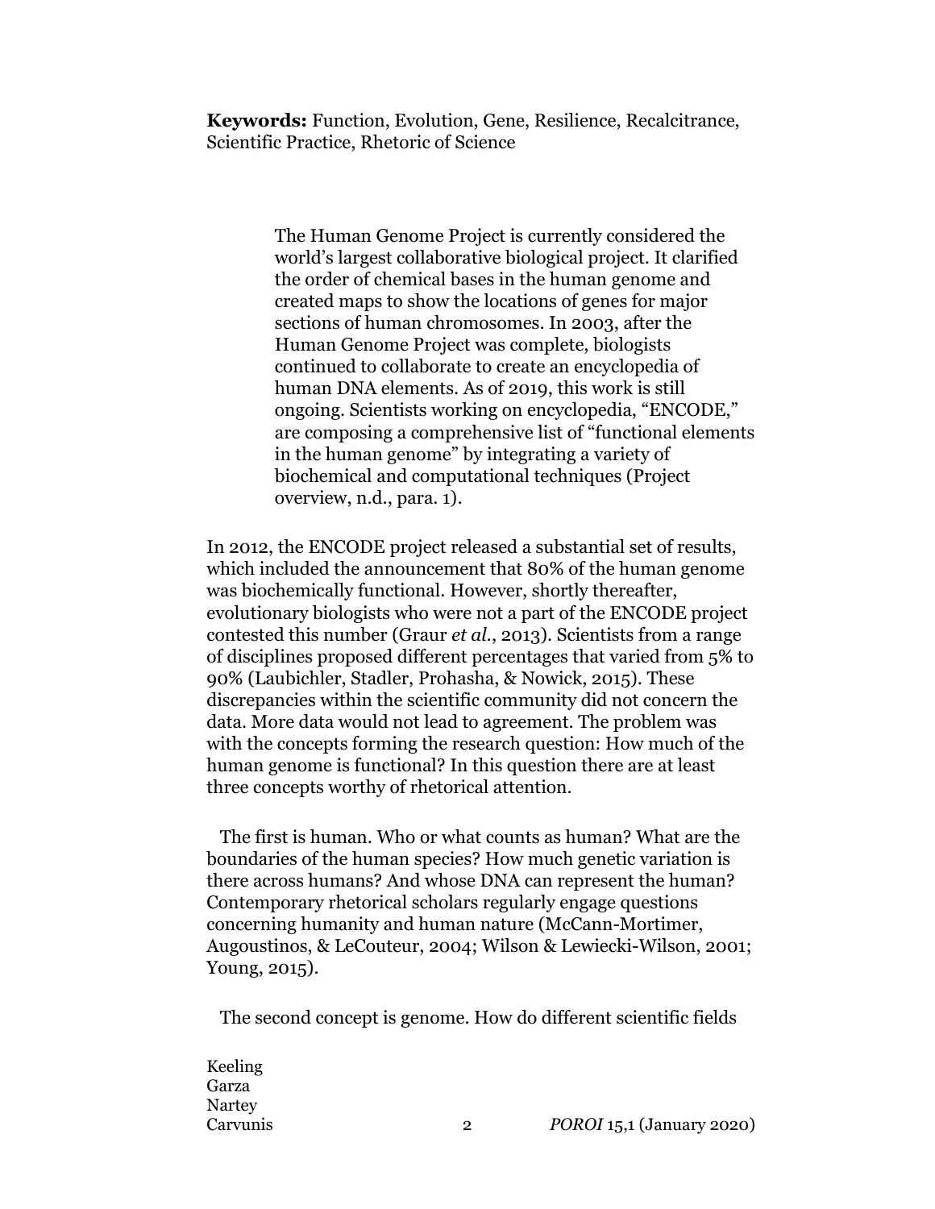**Keywords:** Function, Evolution, Gene, Resilience, Recalcitrance, Scientific Practice, Rhetoric of Science

> The Human Genome Project is currently considered the world's largest collaborative biological project. It clarified the order of chemical bases in the human genome and created maps to show the locations of genes for major sections of human chromosomes. In 2003, after the Human Genome Project was complete, biologists continued to collaborate to create an encyclopedia of human DNA elements. As of 2019, this work is still ongoing. Scientists working on encyclopedia, "ENCODE," are composing a comprehensive list of "functional elements in the human genome" by integrating a variety of biochemical and computational techniques (Project overview, n.d., para. 1).

In 2012, the ENCODE project released a substantial set of results, which included the announcement that 80% of the human genome was biochemically functional. However, shortly thereafter, evolutionary biologists who were not a part of the ENCODE project contested this number (Graur *et al.*, 2013). Scientists from a range of disciplines proposed different percentages that varied from 5% to 90% (Laubichler, Stadler, Prohasha, & Nowick, 2015). These discrepancies within the scientific community did not concern the data. More data would not lead to agreement. The problem was with the concepts forming the research question: How much of the human genome is functional? In this question there are at least three concepts worthy of rhetorical attention.

The first is human. Who or what counts as human? What are the boundaries of the human species? How much genetic variation is there across humans? And whose DNA can represent the human? Contemporary rhetorical scholars regularly engage questions concerning humanity and human nature (McCann-Mortimer, Augoustinos, & LeCouteur, 2004; Wilson & Lewiecki-Wilson, 2001; Young, 2015).

The second concept is genome. How do different scientific fields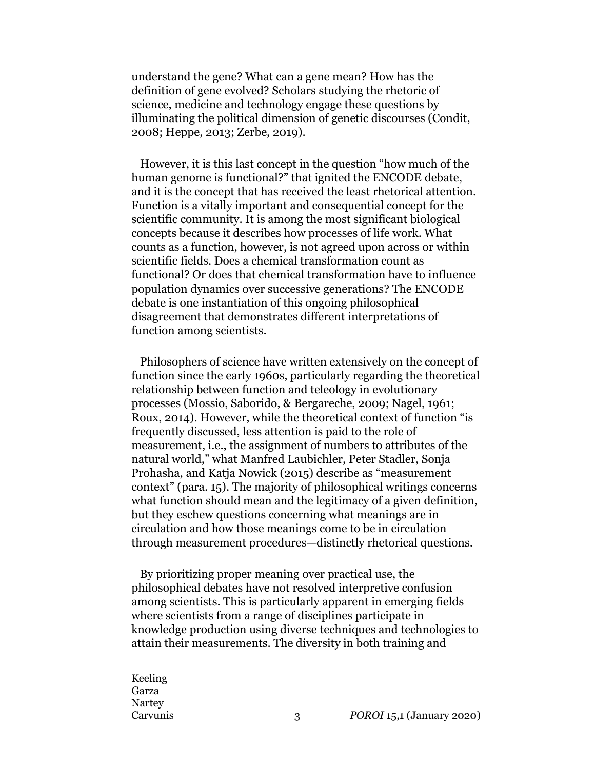understand the gene? What can a gene mean? How has the definition of gene evolved? Scholars studying the rhetoric of science, medicine and technology engage these questions by illuminating the political dimension of genetic discourses (Condit, 2008; Heppe, 2013; Zerbe, 2019).

However, it is this last concept in the question "how much of the human genome is functional?" that ignited the ENCODE debate, and it is the concept that has received the least rhetorical attention. Function is a vitally important and consequential concept for the scientific community. It is among the most significant biological concepts because it describes how processes of life work. What counts as a function, however, is not agreed upon across or within scientific fields. Does a chemical transformation count as functional? Or does that chemical transformation have to influence population dynamics over successive generations? The ENCODE debate is one instantiation of this ongoing philosophical disagreement that demonstrates different interpretations of function among scientists.

Philosophers of science have written extensively on the concept of function since the early 1960s, particularly regarding the theoretical relationship between function and teleology in evolutionary processes (Mossio, Saborido, & Bergareche, 2009; Nagel, 1961; Roux, 2014). However, while the theoretical context of function "is frequently discussed, less attention is paid to the role of measurement, i.e., the assignment of numbers to attributes of the natural world," what Manfred Laubichler, Peter Stadler, Sonja Prohasha, and Katja Nowick (2015) describe as "measurement context" (para. 15). The majority of philosophical writings concerns what function should mean and the legitimacy of a given definition, but they eschew questions concerning what meanings are in circulation and how those meanings come to be in circulation through measurement procedures—distinctly rhetorical questions.

By prioritizing proper meaning over practical use, the philosophical debates have not resolved interpretive confusion among scientists. This is particularly apparent in emerging fields where scientists from a range of disciplines participate in knowledge production using diverse techniques and technologies to attain their measurements. The diversity in both training and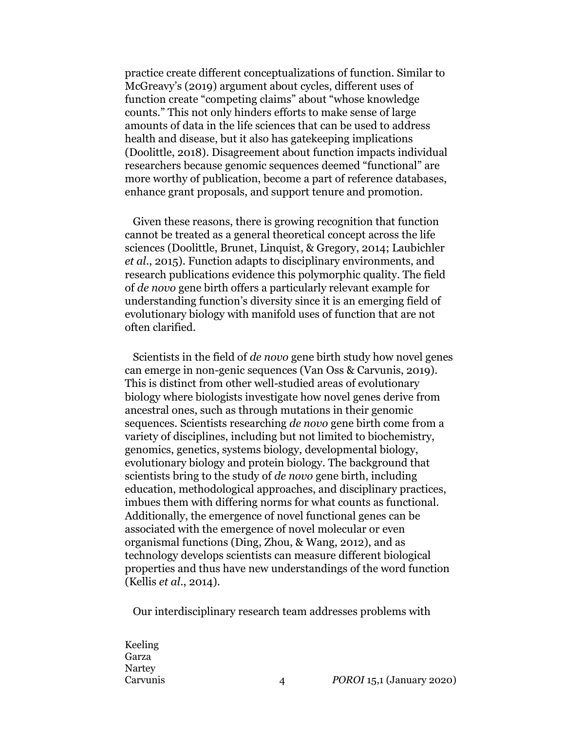practice create different conceptualizations of function. Similar to McGreavy's (2019) argument about cycles, different uses of function create "competing claims" about "whose knowledge counts." This not only hinders efforts to make sense of large amounts of data in the life sciences that can be used to address health and disease, but it also has gatekeeping implications (Doolittle, 2018). Disagreement about function impacts individual researchers because genomic sequences deemed "functional" are more worthy of publication, become a part of reference databases, enhance grant proposals, and support tenure and promotion.

Given these reasons, there is growing recognition that function cannot be treated as a general theoretical concept across the life sciences (Doolittle, Brunet, Linquist, & Gregory, 2014; Laubichler *et al*., 2015). Function adapts to disciplinary environments, and research publications evidence this polymorphic quality. The field of *de novo* gene birth offers a particularly relevant example for understanding function's diversity since it is an emerging field of evolutionary biology with manifold uses of function that are not often clarified.

Scientists in the field of *de novo* gene birth study how novel genes can emerge in non-genic sequences (Van Oss & Carvunis, 2019). This is distinct from other well-studied areas of evolutionary biology where biologists investigate how novel genes derive from ancestral ones, such as through mutations in their genomic sequences. Scientists researching *de novo* gene birth come from a variety of disciplines, including but not limited to biochemistry, genomics, genetics, systems biology, developmental biology, evolutionary biology and protein biology. The background that scientists bring to the study of *de novo* gene birth, including education, methodological approaches, and disciplinary practices, imbues them with differing norms for what counts as functional. Additionally, the emergence of novel functional genes can be associated with the emergence of novel molecular or even organismal functions (Ding, Zhou, & Wang, 2012), and as technology develops scientists can measure different biological properties and thus have new understandings of the word function (Kellis *et al*., 2014).

Our interdisciplinary research team addresses problems with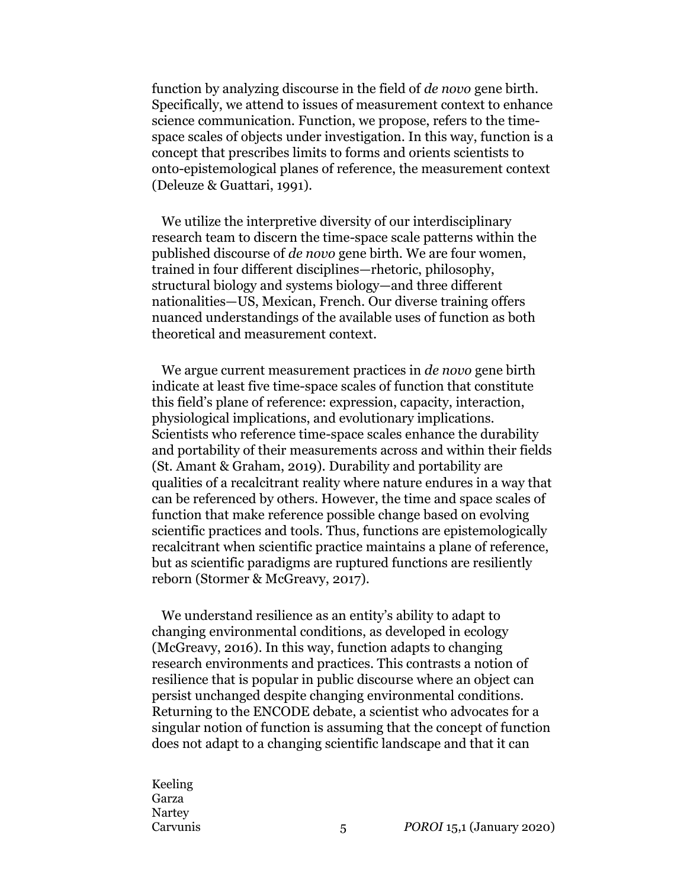function by analyzing discourse in the field of *de novo* gene birth. Specifically, we attend to issues of measurement context to enhance science communication. Function, we propose, refers to the time-space scales of objects under investigation. In this way, function is a concept that prescribes limits to forms and orients scientists to onto-epistemological planes of reference, the measurement context (Deleuze & Guattari, 1991).

We utilize the interpretive diversity of our interdisciplinary research team to discern the time-space scale patterns within the published discourse of *de novo* gene birth. We are four women, trained in four different disciplines—rhetoric, philosophy, structural biology and systems biology—and three different nationalities—US, Mexican, French. Our diverse training offers nuanced understandings of the available uses of function as both theoretical and measurement context.

We argue current measurement practices in *de novo* gene birth indicate at least five time-space scales of function that constitute this field's plane of reference: expression, capacity, interaction, physiological implications, and evolutionary implications. Scientists who reference time-space scales enhance the durability and portability of their measurements across and within their fields (St. Amant & Graham, 2019). Durability and portability are qualities of a recalcitrant reality where nature endures in a way that can be referenced by others. However, the time and space scales of function that make reference possible change based on evolving scientific practices and tools. Thus, functions are epistemologically recalcitrant when scientific practice maintains a plane of reference, but as scientific paradigms are ruptured functions are resiliently reborn (Stormer & McGreavy, 2017).

We understand resilience as an entity's ability to adapt to changing environmental conditions, as developed in ecology (McGreavy, 2016). In this way, function adapts to changing research environments and practices. This contrasts a notion of resilience that is popular in public discourse where an object can persist unchanged despite changing environmental conditions. Returning to the ENCODE debate, a scientist who advocates for a singular notion of function is assuming that the concept of function does not adapt to a changing scientific landscape and that it can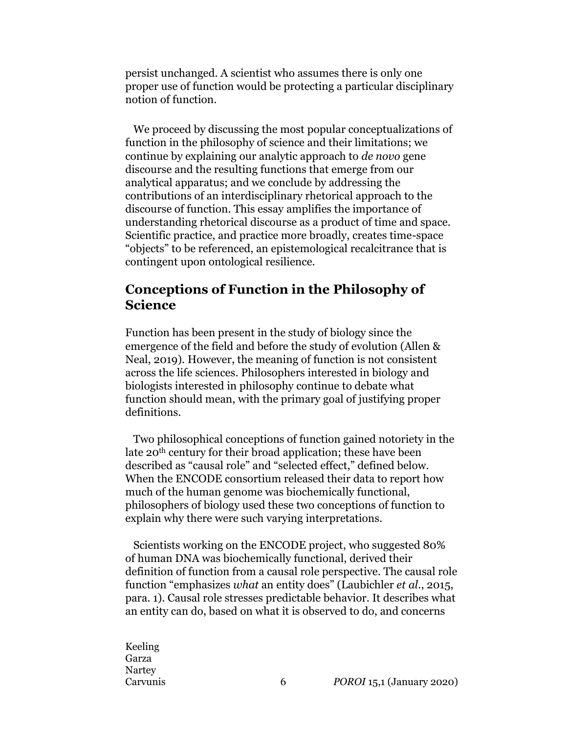persist unchanged. A scientist who assumes there is only one proper use of function would be protecting a particular disciplinary notion of function.

We proceed by discussing the most popular conceptualizations of function in the philosophy of science and their limitations; we continue by explaining our analytic approach to *de novo* gene discourse and the resulting functions that emerge from our analytical apparatus; and we conclude by addressing the contributions of an interdisciplinary rhetorical approach to the discourse of function. This essay amplifies the importance of understanding rhetorical discourse as a product of time and space. Scientific practice, and practice more broadly, creates time-space "objects" to be referenced, an epistemological recalcitrance that is contingent upon ontological resilience.

## Conceptions of Function in the Philosophy of Science

Function has been present in the study of biology since the emergence of the field and before the study of evolution (Allen & Neal, 2019). However, the meaning of function is not consistent across the life sciences. Philosophers interested in biology and biologists interested in philosophy continue to debate what function should mean, with the primary goal of justifying proper definitions.

Two philosophical conceptions of function gained notoriety in the late 20th century for their broad application; these have been described as "causal role" and "selected effect," defined below. When the ENCODE consortium released their data to report how much of the human genome was biochemically functional, philosophers of biology used these two conceptions of function to explain why there were such varying interpretations.

Scientists working on the ENCODE project, who suggested 80% of human DNA was biochemically functional, derived their definition of function from a causal role perspective. The causal role function "emphasizes *what* an entity does" (Laubichler *et al*., 2015, para. 1). Causal role stresses predictable behavior. It describes what an entity can do, based on what it is observed to do, and concerns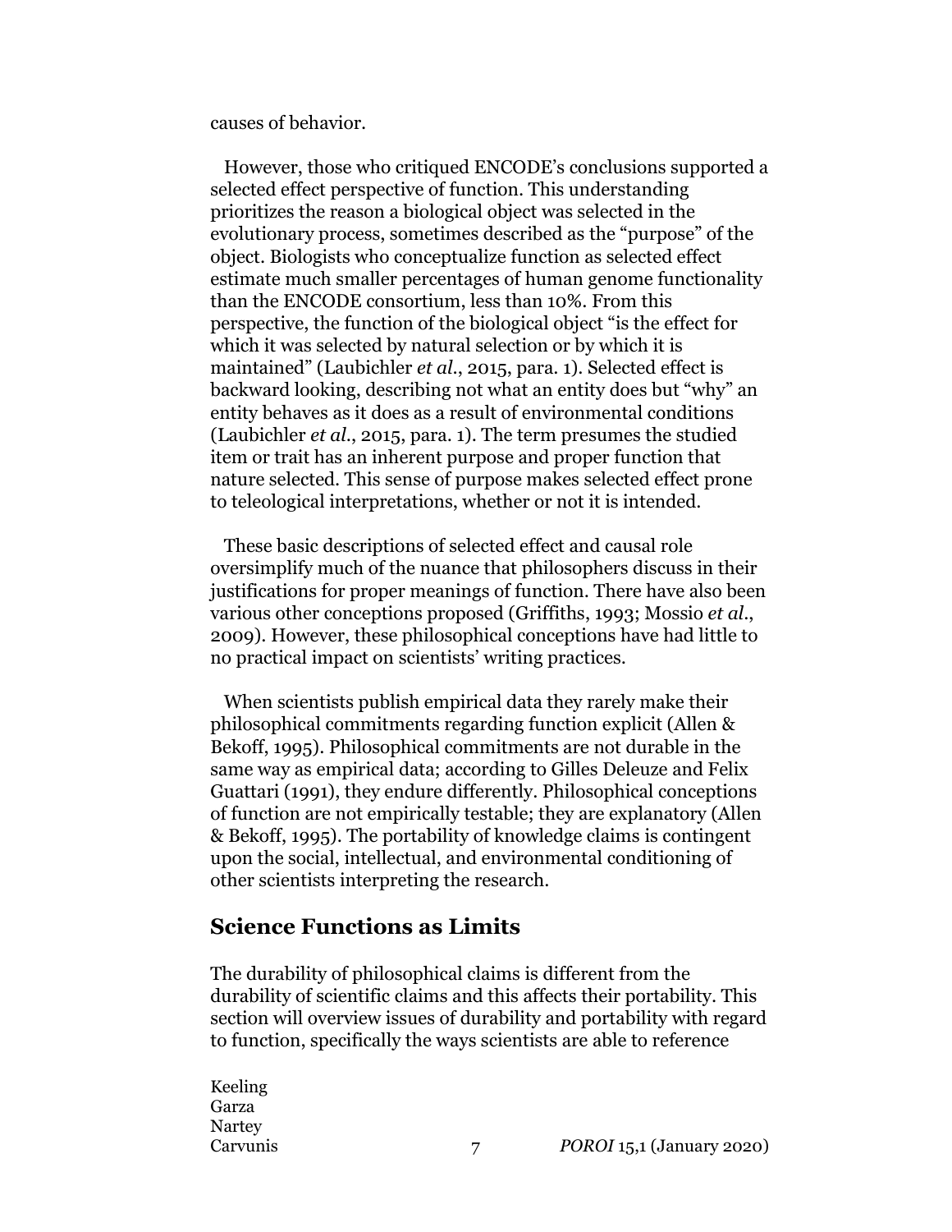causes of behavior.

However, those who critiqued ENCODE's conclusions supported a selected effect perspective of function. This understanding prioritizes the reason a biological object was selected in the evolutionary process, sometimes described as the "purpose" of the object. Biologists who conceptualize function as selected effect estimate much smaller percentages of human genome functionality than the ENCODE consortium, less than 10%. From this perspective, the function of the biological object "is the effect for which it was selected by natural selection or by which it is maintained" (Laubichler *et al.*, 2015, para. 1). Selected effect is backward looking, describing not what an entity does but "why" an entity behaves as it does as a result of environmental conditions (Laubichler *et al.*, 2015, para. 1). The term presumes the studied item or trait has an inherent purpose and proper function that nature selected. This sense of purpose makes selected effect prone to teleological interpretations, whether or not it is intended.

These basic descriptions of selected effect and causal role oversimplify much of the nuance that philosophers discuss in their justifications for proper meanings of function. There have also been various other conceptions proposed (Griffiths, 1993; Mossio *et al.*, 2009). However, these philosophical conceptions have had little to no practical impact on scientists' writing practices.

When scientists publish empirical data they rarely make their philosophical commitments regarding function explicit (Allen & Bekoff, 1995). Philosophical commitments are not durable in the same way as empirical data; according to Gilles Deleuze and Felix Guattari (1991), they endure differently. Philosophical conceptions of function are not empirically testable; they are explanatory (Allen & Bekoff, 1995). The portability of knowledge claims is contingent upon the social, intellectual, and environmental conditioning of other scientists interpreting the research.

## Science Functions as Limits

The durability of philosophical claims is different from the durability of scientific claims and this affects their portability. This section will overview issues of durability and portability with regard to function, specifically the ways scientists are able to reference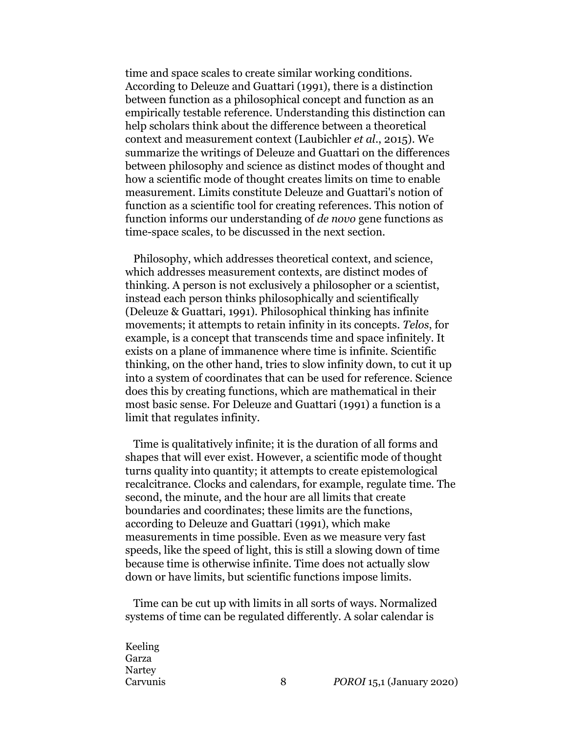time and space scales to create similar working conditions. According to Deleuze and Guattari (1991), there is a distinction between function as a philosophical concept and function as an empirically testable reference. Understanding this distinction can help scholars think about the difference between a theoretical context and measurement context (Laubichler *et al*., 2015). We summarize the writings of Deleuze and Guattari on the differences between philosophy and science as distinct modes of thought and how a scientific mode of thought creates limits on time to enable measurement. Limits constitute Deleuze and Guattari's notion of function as a scientific tool for creating references. This notion of function informs our understanding of *de novo* gene functions as time-space scales, to be discussed in the next section.

Philosophy, which addresses theoretical context, and science, which addresses measurement contexts, are distinct modes of thinking. A person is not exclusively a philosopher or a scientist, instead each person thinks philosophically and scientifically (Deleuze & Guattari, 1991). Philosophical thinking has infinite movements; it attempts to retain infinity in its concepts. *Telos*, for example, is a concept that transcends time and space infinitely. It exists on a plane of immanence where time is infinite. Scientific thinking, on the other hand, tries to slow infinity down, to cut it up into a system of coordinates that can be used for reference. Science does this by creating functions, which are mathematical in their most basic sense. For Deleuze and Guattari (1991) a function is a limit that regulates infinity.

Time is qualitatively infinite; it is the duration of all forms and shapes that will ever exist. However, a scientific mode of thought turns quality into quantity; it attempts to create epistemological recalcitrance. Clocks and calendars, for example, regulate time. The second, the minute, and the hour are all limits that create boundaries and coordinates; these limits are the functions, according to Deleuze and Guattari (1991), which make measurements in time possible. Even as we measure very fast speeds, like the speed of light, this is still a slowing down of time because time is otherwise infinite. Time does not actually slow down or have limits, but scientific functions impose limits.

Time can be cut up with limits in all sorts of ways. Normalized systems of time can be regulated differently. A solar calendar is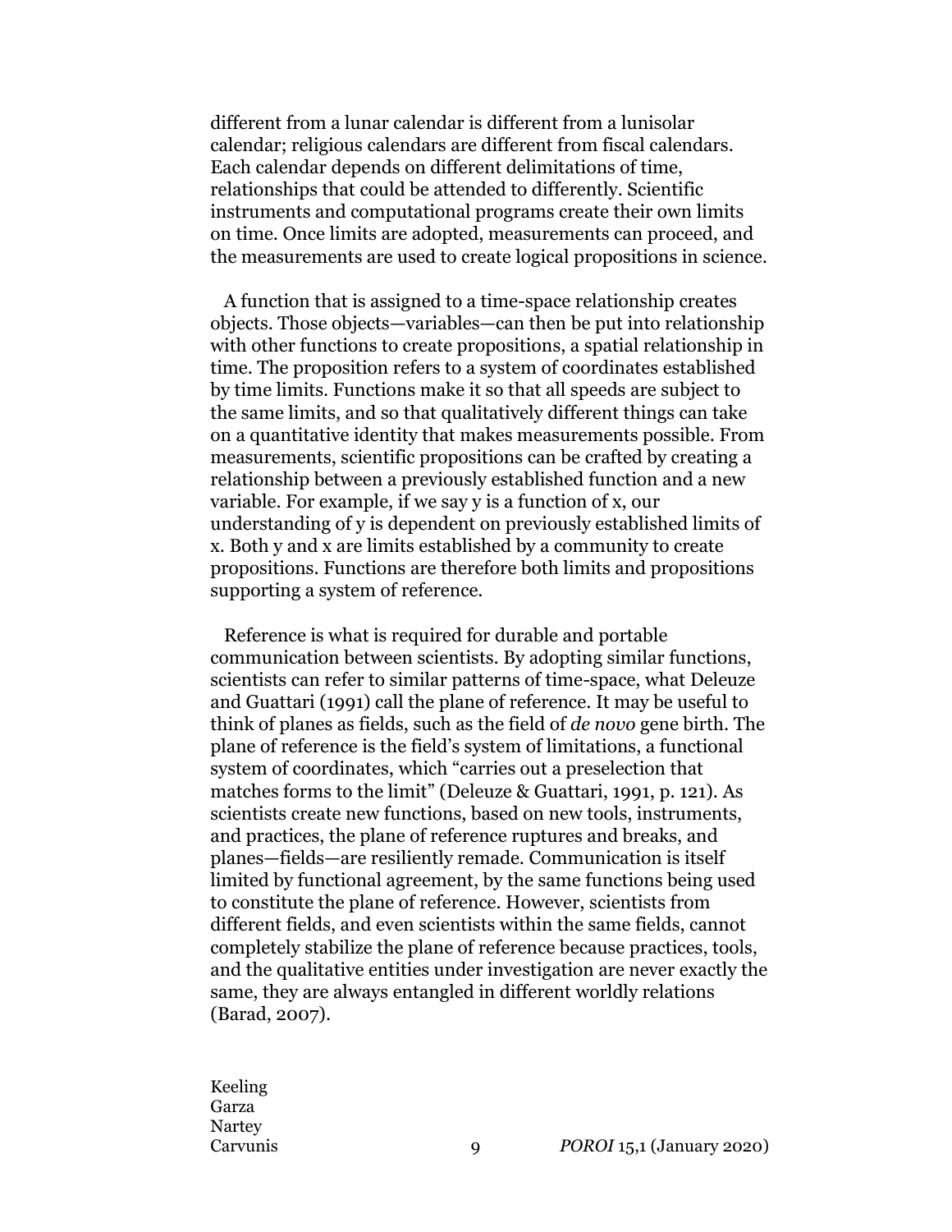different from a lunar calendar is different from a lunisolar calendar; religious calendars are different from fiscal calendars. Each calendar depends on different delimitations of time, relationships that could be attended to differently. Scientific instruments and computational programs create their own limits on time. Once limits are adopted, measurements can proceed, and the measurements are used to create logical propositions in science.

A function that is assigned to a time-space relationship creates objects. Those objects—variables—can then be put into relationship with other functions to create propositions, a spatial relationship in time. The proposition refers to a system of coordinates established by time limits. Functions make it so that all speeds are subject to the same limits, and so that qualitatively different things can take on a quantitative identity that makes measurements possible. From measurements, scientific propositions can be crafted by creating a relationship between a previously established function and a new variable. For example, if we say y is a function of x, our understanding of y is dependent on previously established limits of x. Both y and x are limits established by a community to create propositions. Functions are therefore both limits and propositions supporting a system of reference.

Reference is what is required for durable and portable communication between scientists. By adopting similar functions, scientists can refer to similar patterns of time-space, what Deleuze and Guattari (1991) call the plane of reference. It may be useful to think of planes as fields, such as the field of *de novo* gene birth. The plane of reference is the field's system of limitations, a functional system of coordinates, which "carries out a preselection that matches forms to the limit" (Deleuze & Guattari, 1991, p. 121). As scientists create new functions, based on new tools, instruments, and practices, the plane of reference ruptures and breaks, and planes—fields—are resiliently remade. Communication is itself limited by functional agreement, by the same functions being used to constitute the plane of reference. However, scientists from different fields, and even scientists within the same fields, cannot completely stabilize the plane of reference because practices, tools, and the qualitative entities under investigation are never exactly the same, they are always entangled in different worldly relations (Barad, 2007).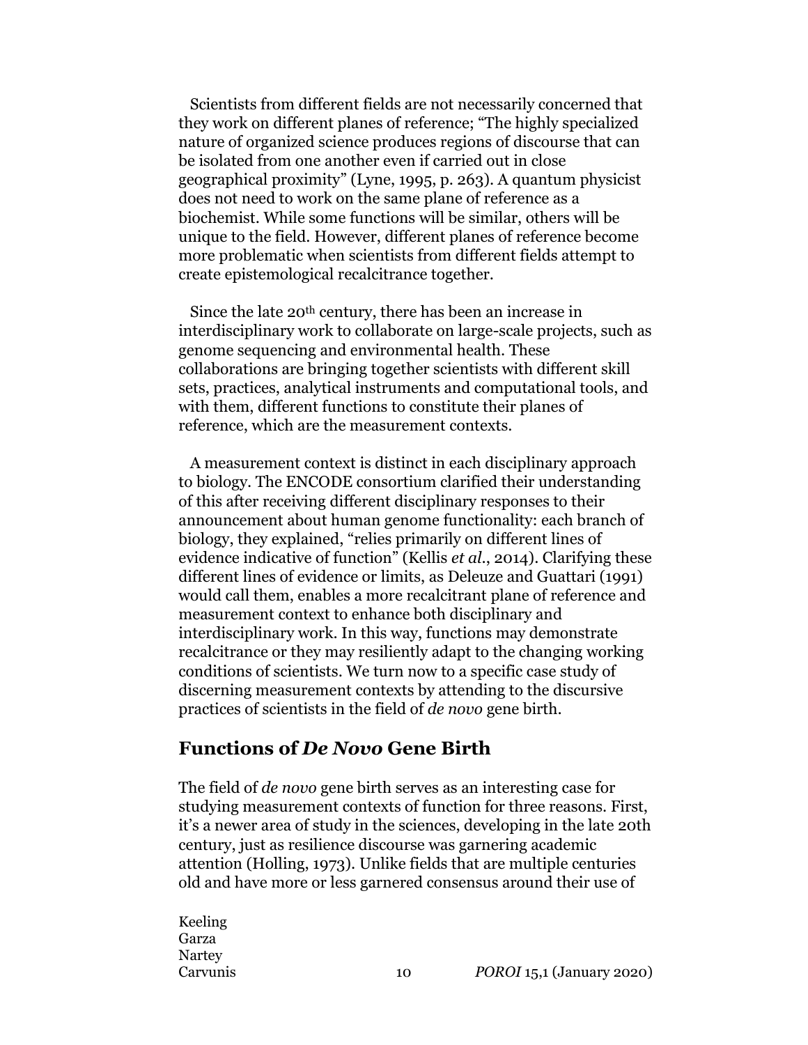Scientists from different fields are not necessarily concerned that they work on different planes of reference; "The highly specialized nature of organized science produces regions of discourse that can be isolated from one another even if carried out in close geographical proximity" (Lyne, 1995, p. 263). A quantum physicist does not need to work on the same plane of reference as a biochemist. While some functions will be similar, others will be unique to the field. However, different planes of reference become more problematic when scientists from different fields attempt to create epistemological recalcitrance together.

Since the late 20th century, there has been an increase in interdisciplinary work to collaborate on large-scale projects, such as genome sequencing and environmental health. These collaborations are bringing together scientists with different skill sets, practices, analytical instruments and computational tools, and with them, different functions to constitute their planes of reference, which are the measurement contexts.

A measurement context is distinct in each disciplinary approach to biology. The ENCODE consortium clarified their understanding of this after receiving different disciplinary responses to their announcement about human genome functionality: each branch of biology, they explained, "relies primarily on different lines of evidence indicative of function" (Kellis *et al.*, 2014). Clarifying these different lines of evidence or limits, as Deleuze and Guattari (1991) would call them, enables a more recalcitrant plane of reference and measurement context to enhance both disciplinary and interdisciplinary work. In this way, functions may demonstrate recalcitrance or they may resiliently adapt to the changing working conditions of scientists. We turn now to a specific case study of discerning measurement contexts by attending to the discursive practices of scientists in the field of *de novo* gene birth.

## Functions of *De Novo* Gene Birth

The field of *de novo* gene birth serves as an interesting case for studying measurement contexts of function for three reasons. First, it's a newer area of study in the sciences, developing in the late 20th century, just as resilience discourse was garnering academic attention (Holling, 1973). Unlike fields that are multiple centuries old and have more or less garnered consensus around their use of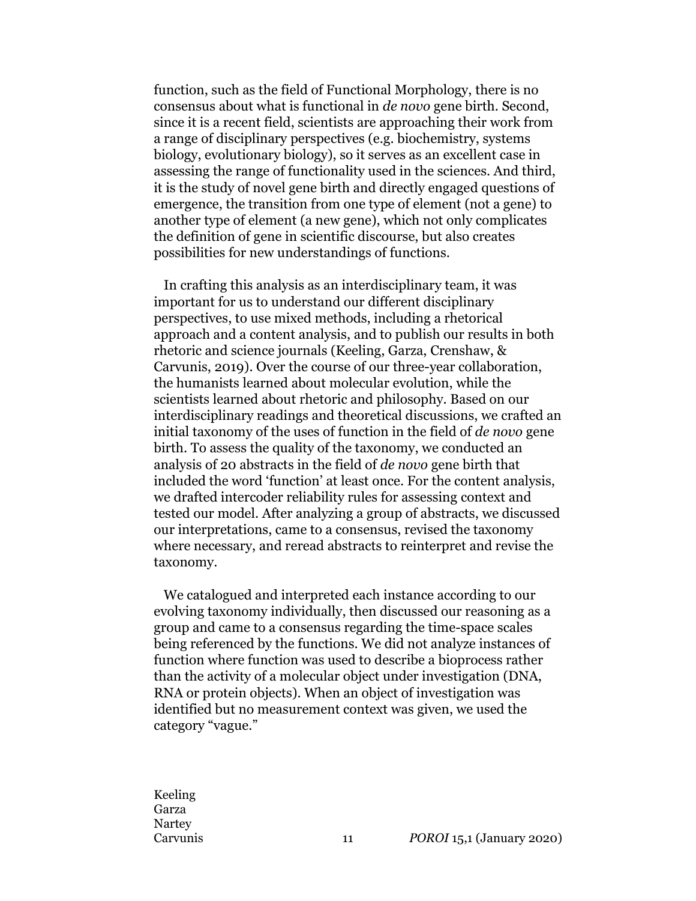function, such as the field of Functional Morphology, there is no consensus about what is functional in *de novo* gene birth. Second, since it is a recent field, scientists are approaching their work from a range of disciplinary perspectives (e.g. biochemistry, systems biology, evolutionary biology), so it serves as an excellent case in assessing the range of functionality used in the sciences. And third, it is the study of novel gene birth and directly engaged questions of emergence, the transition from one type of element (not a gene) to another type of element (a new gene), which not only complicates the definition of gene in scientific discourse, but also creates possibilities for new understandings of functions.

In crafting this analysis as an interdisciplinary team, it was important for us to understand our different disciplinary perspectives, to use mixed methods, including a rhetorical approach and a content analysis, and to publish our results in both rhetoric and science journals (Keeling, Garza, Crenshaw, & Carvunis, 2019). Over the course of our three-year collaboration, the humanists learned about molecular evolution, while the scientists learned about rhetoric and philosophy. Based on our interdisciplinary readings and theoretical discussions, we crafted an initial taxonomy of the uses of function in the field of *de novo* gene birth. To assess the quality of the taxonomy, we conducted an analysis of 20 abstracts in the field of *de novo* gene birth that included the word 'function' at least once. For the content analysis, we drafted intercoder reliability rules for assessing context and tested our model. After analyzing a group of abstracts, we discussed our interpretations, came to a consensus, revised the taxonomy where necessary, and reread abstracts to reinterpret and revise the taxonomy.

We catalogued and interpreted each instance according to our evolving taxonomy individually, then discussed our reasoning as a group and came to a consensus regarding the time-space scales being referenced by the functions. We did not analyze instances of function where function was used to describe a bioprocess rather than the activity of a molecular object under investigation (DNA, RNA or protein objects). When an object of investigation was identified but no measurement context was given, we used the category "vague."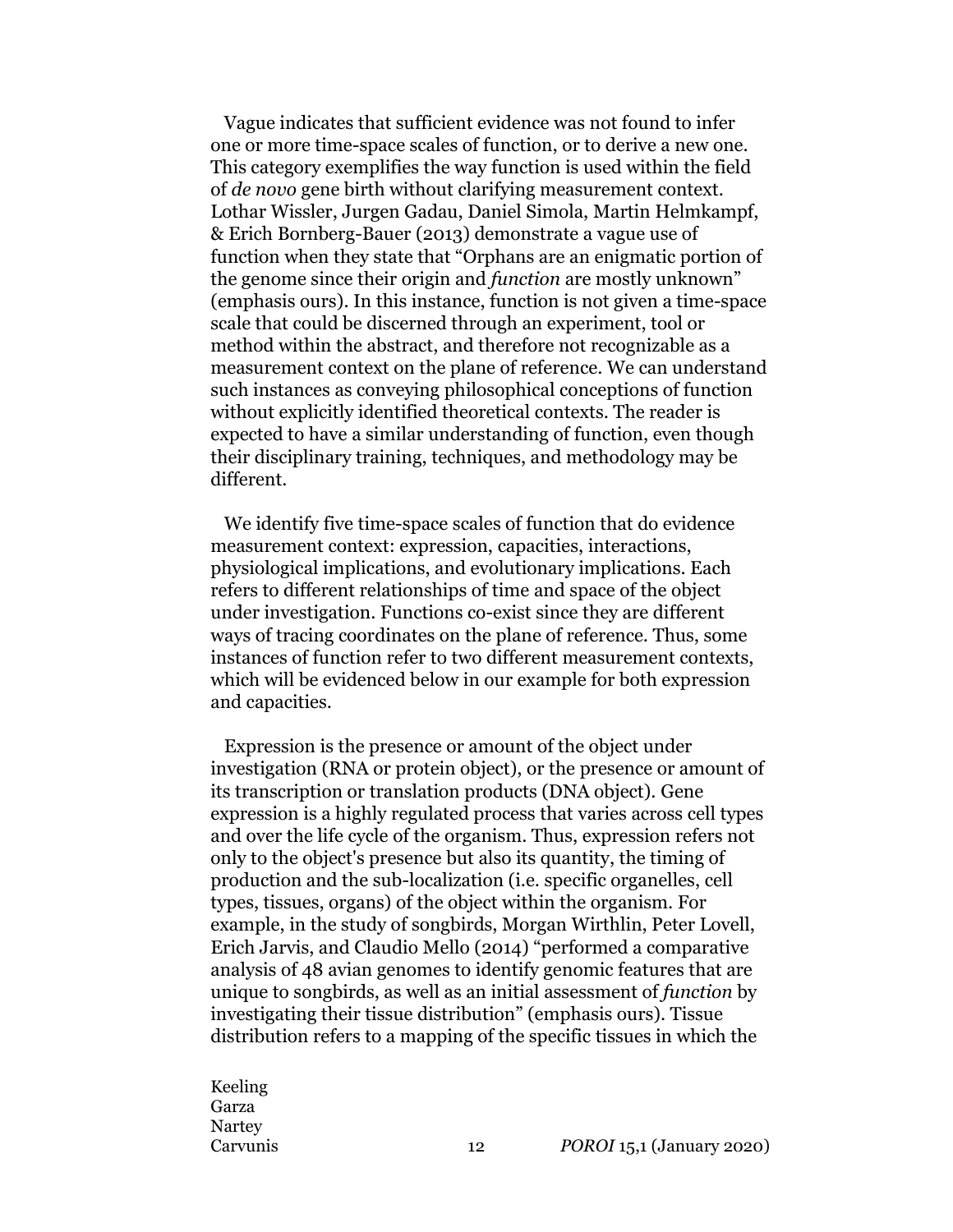Vague indicates that sufficient evidence was not found to infer one or more time-space scales of function, or to derive a new one. This category exemplifies the way function is used within the field of *de novo* gene birth without clarifying measurement context. Lothar Wissler, Jurgen Gadau, Daniel Simola, Martin Helmkampf, & Erich Bornberg-Bauer (2013) demonstrate a vague use of function when they state that "Orphans are an enigmatic portion of the genome since their origin and *function* are mostly unknown" (emphasis ours). In this instance, function is not given a time-space scale that could be discerned through an experiment, tool or method within the abstract, and therefore not recognizable as a measurement context on the plane of reference. We can understand such instances as conveying philosophical conceptions of function without explicitly identified theoretical contexts. The reader is expected to have a similar understanding of function, even though their disciplinary training, techniques, and methodology may be different.

We identify five time-space scales of function that do evidence measurement context: expression, capacities, interactions, physiological implications, and evolutionary implications. Each refers to different relationships of time and space of the object under investigation. Functions co-exist since they are different ways of tracing coordinates on the plane of reference. Thus, some instances of function refer to two different measurement contexts, which will be evidenced below in our example for both expression and capacities.

Expression is the presence or amount of the object under investigation (RNA or protein object), or the presence or amount of its transcription or translation products (DNA object). Gene expression is a highly regulated process that varies across cell types and over the life cycle of the organism. Thus, expression refers not only to the object's presence but also its quantity, the timing of production and the sub-localization (i.e. specific organelles, cell types, tissues, organs) of the object within the organism. For example, in the study of songbirds, Morgan Wirthlin, Peter Lovell, Erich Jarvis, and Claudio Mello (2014) "performed a comparative analysis of 48 avian genomes to identify genomic features that are unique to songbirds, as well as an initial assessment of *function* by investigating their tissue distribution" (emphasis ours). Tissue distribution refers to a mapping of the specific tissues in which the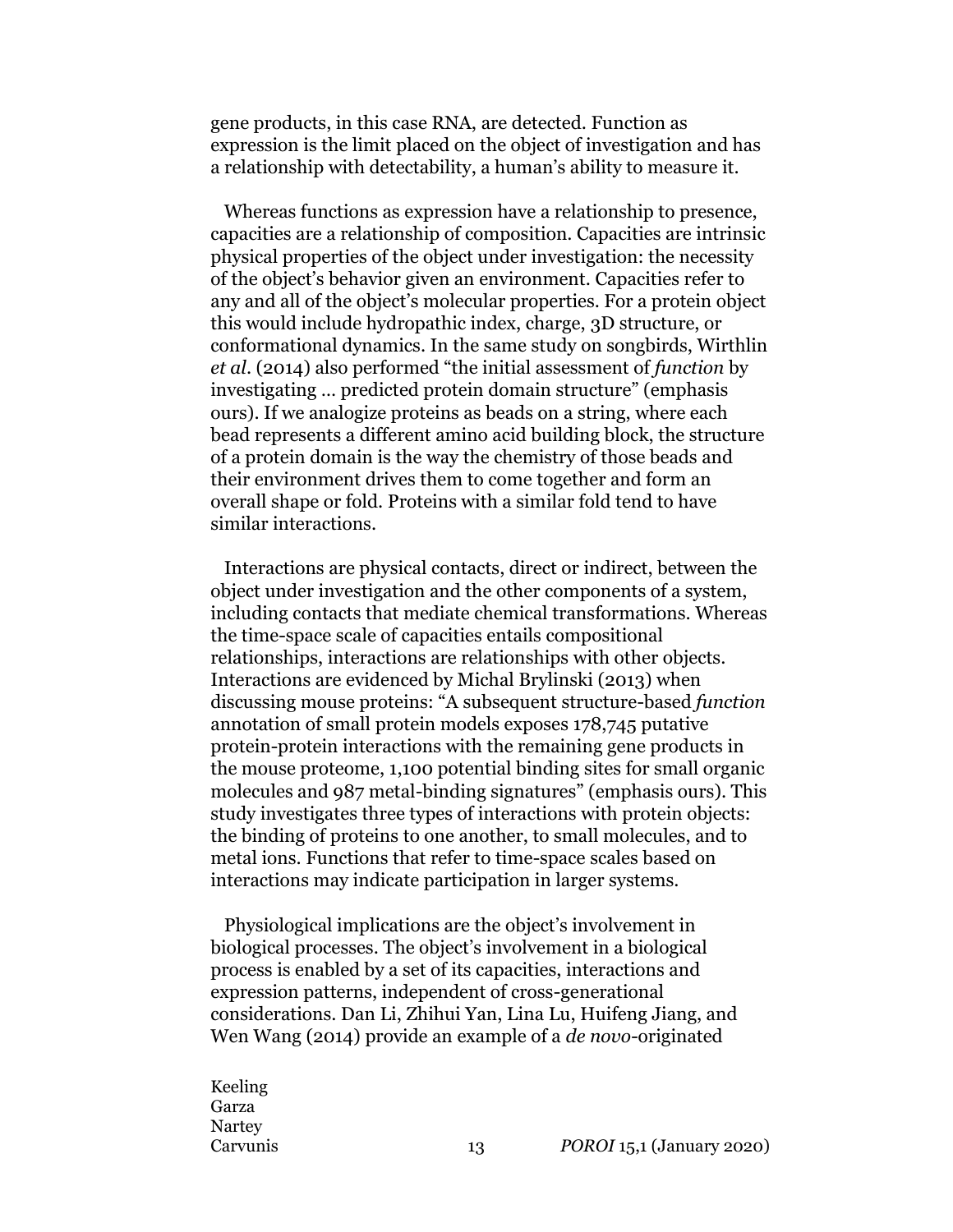gene products, in this case RNA, are detected. Function as expression is the limit placed on the object of investigation and has a relationship with detectability, a human's ability to measure it.

Whereas functions as expression have a relationship to presence, capacities are a relationship of composition. Capacities are intrinsic physical properties of the object under investigation: the necessity of the object's behavior given an environment. Capacities refer to any and all of the object's molecular properties. For a protein object this would include hydropathic index, charge, 3D structure, or conformational dynamics. In the same study on songbirds, Wirthlin *et al*. (2014) also performed "the initial assessment of *function* by investigating … predicted protein domain structure" (emphasis ours). If we analogize proteins as beads on a string, where each bead represents a different amino acid building block, the structure of a protein domain is the way the chemistry of those beads and their environment drives them to come together and form an overall shape or fold. Proteins with a similar fold tend to have similar interactions.

Interactions are physical contacts, direct or indirect, between the object under investigation and the other components of a system, including contacts that mediate chemical transformations. Whereas the time-space scale of capacities entails compositional relationships, interactions are relationships with other objects. Interactions are evidenced by Michal Brylinski (2013) when discussing mouse proteins: "A subsequent structure-based *function* annotation of small protein models exposes 178,745 putative protein-protein interactions with the remaining gene products in the mouse proteome, 1,100 potential binding sites for small organic molecules and 987 metal-binding signatures" (emphasis ours). This study investigates three types of interactions with protein objects: the binding of proteins to one another, to small molecules, and to metal ions. Functions that refer to time-space scales based on interactions may indicate participation in larger systems.

Physiological implications are the object's involvement in biological processes. The object's involvement in a biological process is enabled by a set of its capacities, interactions and expression patterns, independent of cross-generational considerations. Dan Li, Zhihui Yan, Lina Lu, Huifeng Jiang, and Wen Wang (2014) provide an example of a *de novo*-originated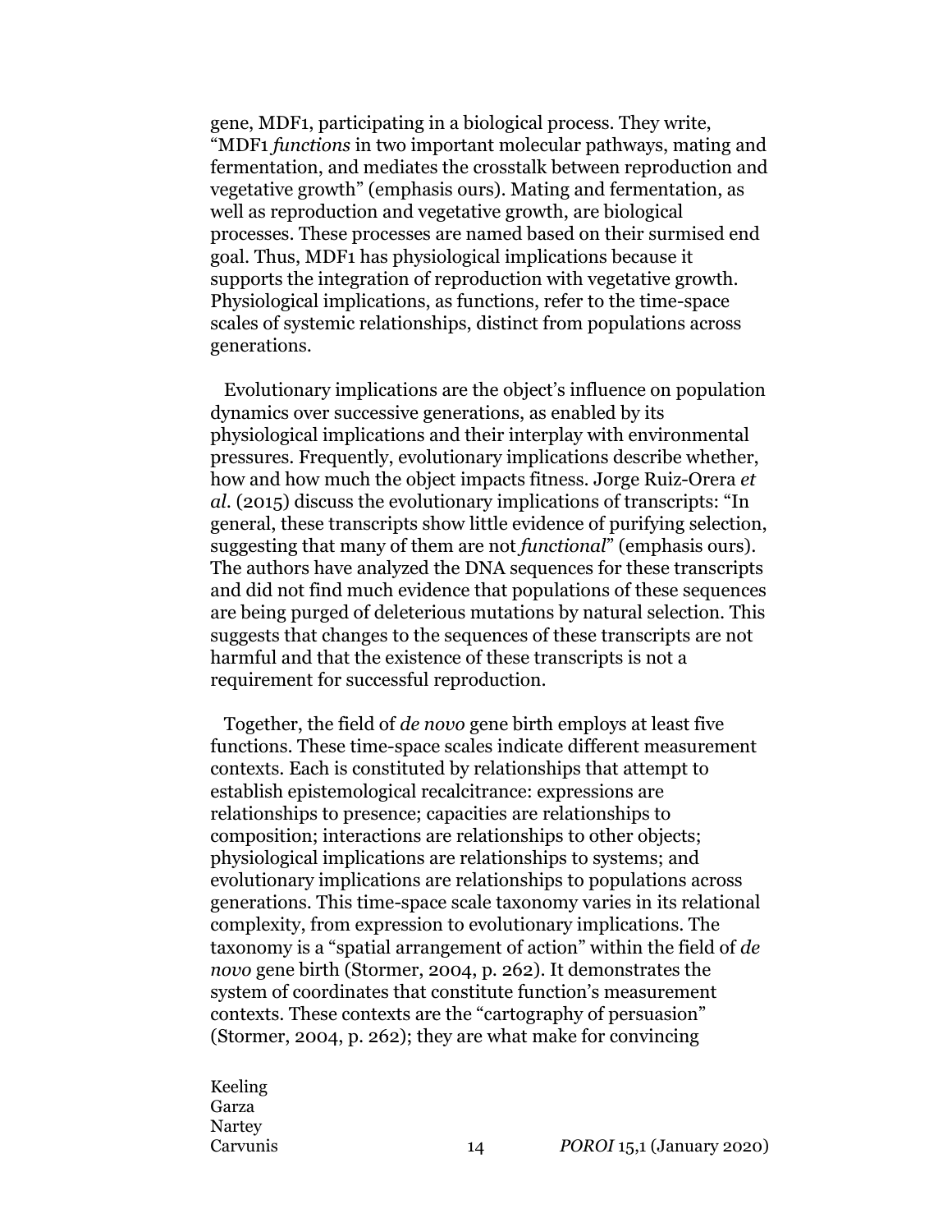gene, MDF1, participating in a biological process. They write, “MDF1 *functions* in two important molecular pathways, mating and fermentation, and mediates the crosstalk between reproduction and vegetative growth” (emphasis ours). Mating and fermentation, as well as reproduction and vegetative growth, are biological processes. These processes are named based on their surmised end goal. Thus, MDF1 has physiological implications because it supports the integration of reproduction with vegetative growth. Physiological implications, as functions, refer to the time-space scales of systemic relationships, distinct from populations across generations.

Evolutionary implications are the object’s influence on population dynamics over successive generations, as enabled by its physiological implications and their interplay with environmental pressures. Frequently, evolutionary implications describe whether, how and how much the object impacts fitness. Jorge Ruiz-Orera *et al*. (2015) discuss the evolutionary implications of transcripts: “In general, these transcripts show little evidence of purifying selection, suggesting that many of them are not *functional*” (emphasis ours). The authors have analyzed the DNA sequences for these transcripts and did not find much evidence that populations of these sequences are being purged of deleterious mutations by natural selection. This suggests that changes to the sequences of these transcripts are not harmful and that the existence of these transcripts is not a requirement for successful reproduction.

Together, the field of *de novo* gene birth employs at least five functions. These time-space scales indicate different measurement contexts. Each is constituted by relationships that attempt to establish epistemological recalcitrance: expressions are relationships to presence; capacities are relationships to composition; interactions are relationships to other objects; physiological implications are relationships to systems; and evolutionary implications are relationships to populations across generations. This time-space scale taxonomy varies in its relational complexity, from expression to evolutionary implications. The taxonomy is a “spatial arrangement of action” within the field of *de novo* gene birth (Stormer, 2004, p. 262). It demonstrates the system of coordinates that constitute function’s measurement contexts. These contexts are the “cartography of persuasion” (Stormer, 2004, p. 262); they are what make for convincing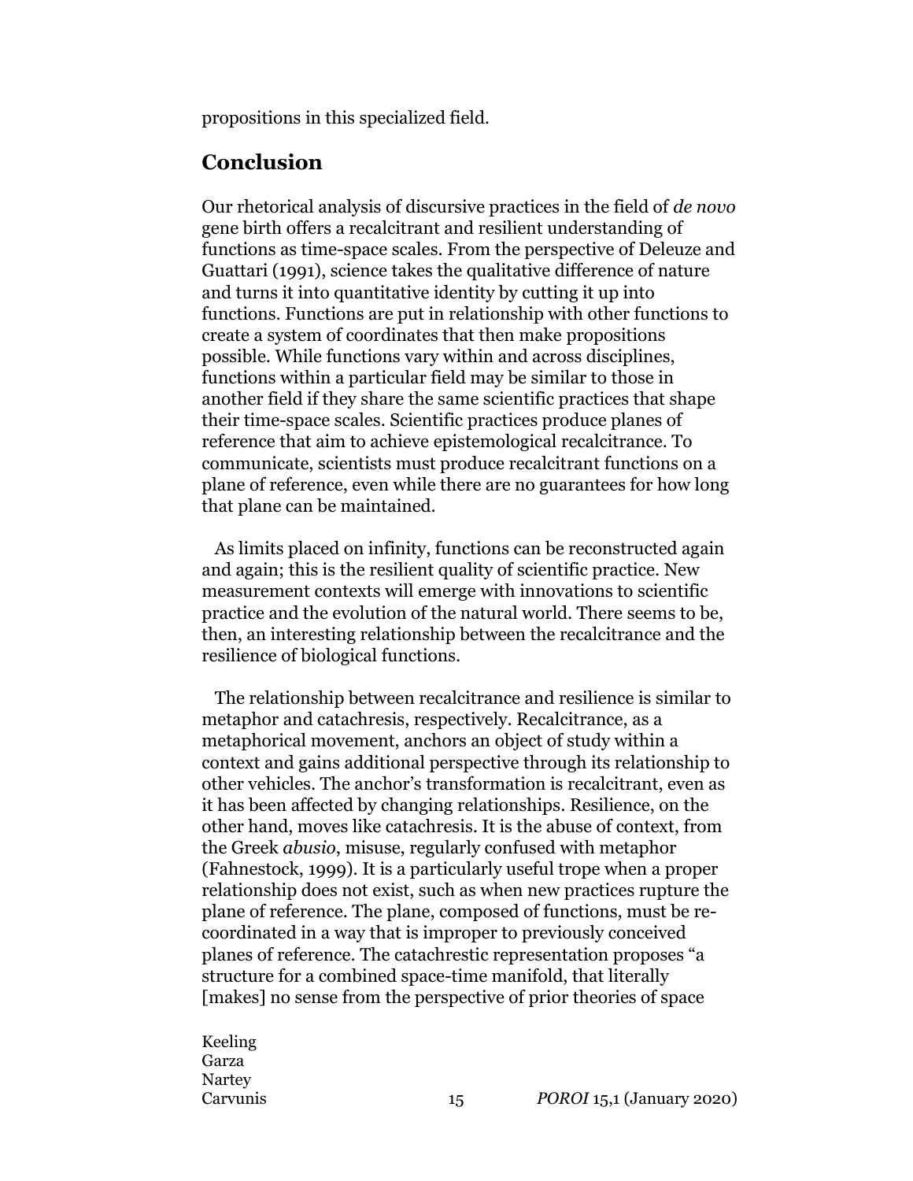propositions in this specialized field.

## Conclusion

Our rhetorical analysis of discursive practices in the field of *de novo* gene birth offers a recalcitrant and resilient understanding of functions as time-space scales. From the perspective of Deleuze and Guattari (1991), science takes the qualitative difference of nature and turns it into quantitative identity by cutting it up into functions. Functions are put in relationship with other functions to create a system of coordinates that then make propositions possible. While functions vary within and across disciplines, functions within a particular field may be similar to those in another field if they share the same scientific practices that shape their time-space scales. Scientific practices produce planes of reference that aim to achieve epistemological recalcitrance. To communicate, scientists must produce recalcitrant functions on a plane of reference, even while there are no guarantees for how long that plane can be maintained.

As limits placed on infinity, functions can be reconstructed again and again; this is the resilient quality of scientific practice. New measurement contexts will emerge with innovations to scientific practice and the evolution of the natural world. There seems to be, then, an interesting relationship between the recalcitrance and the resilience of biological functions.

The relationship between recalcitrance and resilience is similar to metaphor and catachresis, respectively. Recalcitrance, as a metaphorical movement, anchors an object of study within a context and gains additional perspective through its relationship to other vehicles. The anchor's transformation is recalcitrant, even as it has been affected by changing relationships. Resilience, on the other hand, moves like catachresis. It is the abuse of context, from the Greek *abusio*, misuse, regularly confused with metaphor (Fahnestock, 1999). It is a particularly useful trope when a proper relationship does not exist, such as when new practices rupture the plane of reference. The plane, composed of functions, must be re-coordinated in a way that is improper to previously conceived planes of reference. The catachrestic representation proposes "a structure for a combined space-time manifold, that literally [makes] no sense from the perspective of prior theories of space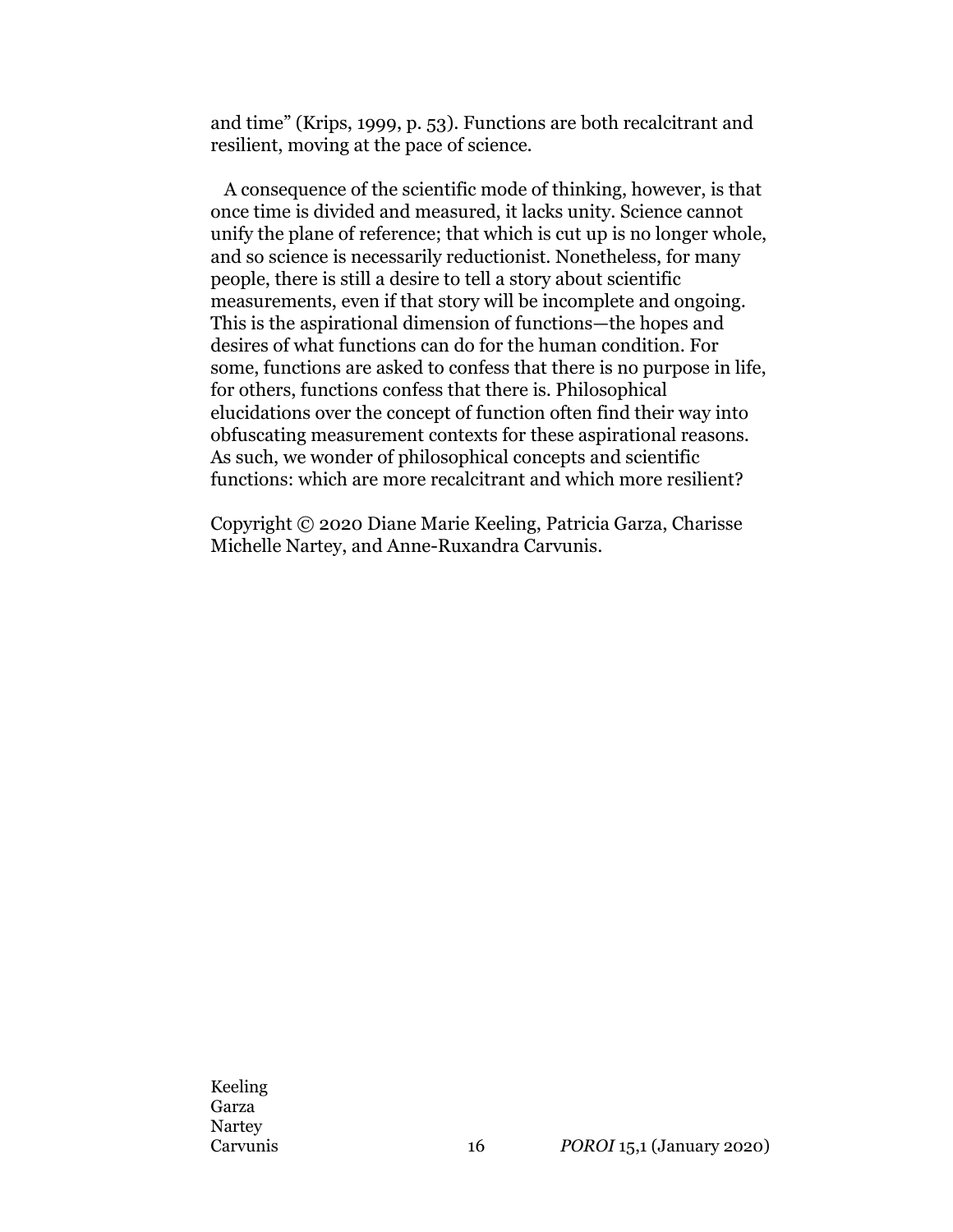and time" (Krips, 1999, p. 53). Functions are both recalcitrant and resilient, moving at the pace of science.

A consequence of the scientific mode of thinking, however, is that once time is divided and measured, it lacks unity. Science cannot unify the plane of reference; that which is cut up is no longer whole, and so science is necessarily reductionist. Nonetheless, for many people, there is still a desire to tell a story about scientific measurements, even if that story will be incomplete and ongoing. This is the aspirational dimension of functions—the hopes and desires of what functions can do for the human condition. For some, functions are asked to confess that there is no purpose in life, for others, functions confess that there is. Philosophical elucidations over the concept of function often find their way into obfuscating measurement contexts for these aspirational reasons. As such, we wonder of philosophical concepts and scientific functions: which are more recalcitrant and which more resilient?

Copyright © 2020 Diane Marie Keeling, Patricia Garza, Charisse Michelle Nartey, and Anne-Ruxandra Carvunis.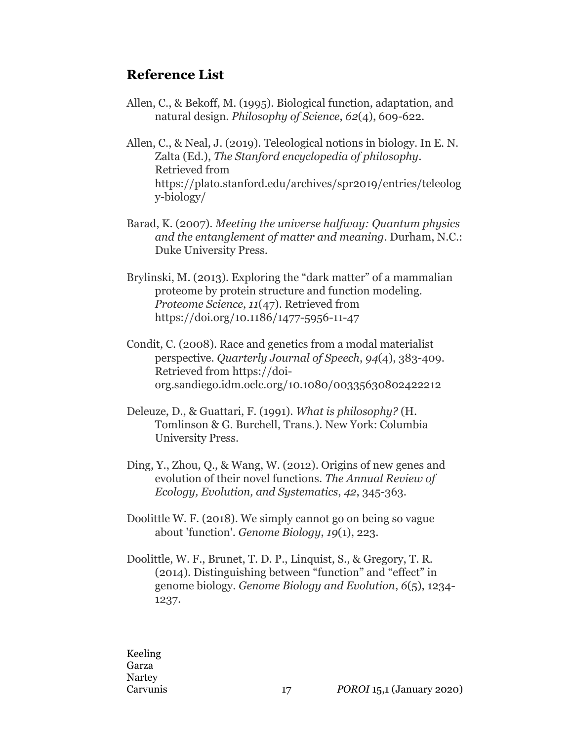## Reference List

Allen, C., & Bekoff, M. (1995). Biological function, adaptation, and natural design. *Philosophy of Science*, *62*(4), 609-622.

Allen, C., & Neal, J. (2019). Teleological notions in biology. In E. N. Zalta (Ed.), *The Stanford encyclopedia of philosophy*. Retrieved from https://plato.stanford.edu/archives/spr2019/entries/teleology-biology/

Barad, K. (2007). *Meeting the universe halfway: Quantum physics and the entanglement of matter and meaning*. Durham, N.C.: Duke University Press.

Brylinski, M. (2013). Exploring the "dark matter" of a mammalian proteome by protein structure and function modeling. *Proteome Science*, *11*(47). Retrieved from https://doi.org/10.1186/1477-5956-11-47

Condit, C. (2008). Race and genetics from a modal materialist perspective. *Quarterly Journal of Speech*, *94*(4), 383-409. Retrieved from https://doi-org.sandiego.idm.oclc.org/10.1080/00335630802422212

Deleuze, D., & Guattari, F. (1991). *What is philosophy?* (H. Tomlinson & G. Burchell, Trans.). New York: Columbia University Press.

Ding, Y., Zhou, Q., & Wang, W. (2012). Origins of new genes and evolution of their novel functions. *The Annual Review of Ecology, Evolution, and Systematics*, *42*, 345-363.

Doolittle W. F. (2018). We simply cannot go on being so vague about 'function'. *Genome Biology*, *19*(1), 223.

Doolittle, W. F., Brunet, T. D. P., Linquist, S., & Gregory, T. R. (2014). Distinguishing between "function" and "effect" in genome biology. *Genome Biology and Evolution*, *6*(5), 1234-1237.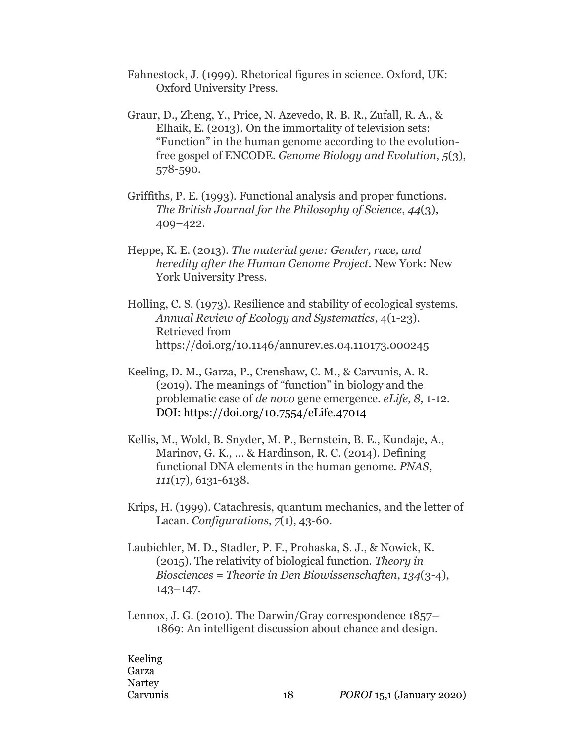Fahnestock, J. (1999). Rhetorical figures in science. Oxford, UK: Oxford University Press.

Graur, D., Zheng, Y., Price, N. Azevedo, R. B. R., Zufall, R. A., & Elhaik, E. (2013). On the immortality of television sets: "Function" in the human genome according to the evolution-free gospel of ENCODE. *Genome Biology and Evolution*, *5*(3), 578-590.

Griffiths, P. E. (1993). Functional analysis and proper functions. *The British Journal for the Philosophy of Science*, *44*(3), 409–422.

Heppe, K. E. (2013). *The material gene: Gender, race, and heredity after the Human Genome Project*. New York: New York University Press.

Holling, C. S. (1973). Resilience and stability of ecological systems. *Annual Review of Ecology and Systematics*, 4(1-23). Retrieved from https://doi.org/10.1146/annurev.es.04.110173.000245

Keeling, D. M., Garza, P., Crenshaw, C. M., & Carvunis, A. R. (2019). The meanings of "function" in biology and the problematic case of *de novo* gene emergence. *eLife, 8,* 1-12. DOI: https://doi.org/10.7554/eLife.47014

Kellis, M., Wold, B. Snyder, M. P., Bernstein, B. E., Kundaje, A., Marinov, G. K., ... & Hardinson, R. C. (2014). Defining functional DNA elements in the human genome. *PNAS*, *111*(17), 6131-6138.

Krips, H. (1999). Catachresis, quantum mechanics, and the letter of Lacan. *Configurations*, *7*(1), 43-60.

Laubichler, M. D., Stadler, P. F., Prohaska, S. J., & Nowick, K. (2015). The relativity of biological function. *Theory in Biosciences = Theorie in Den Biowissenschaften*, *134*(3-4), 143–147.

Lennox, J. G. (2010). The Darwin/Gray correspondence 1857–1869: An intelligent discussion about chance and design.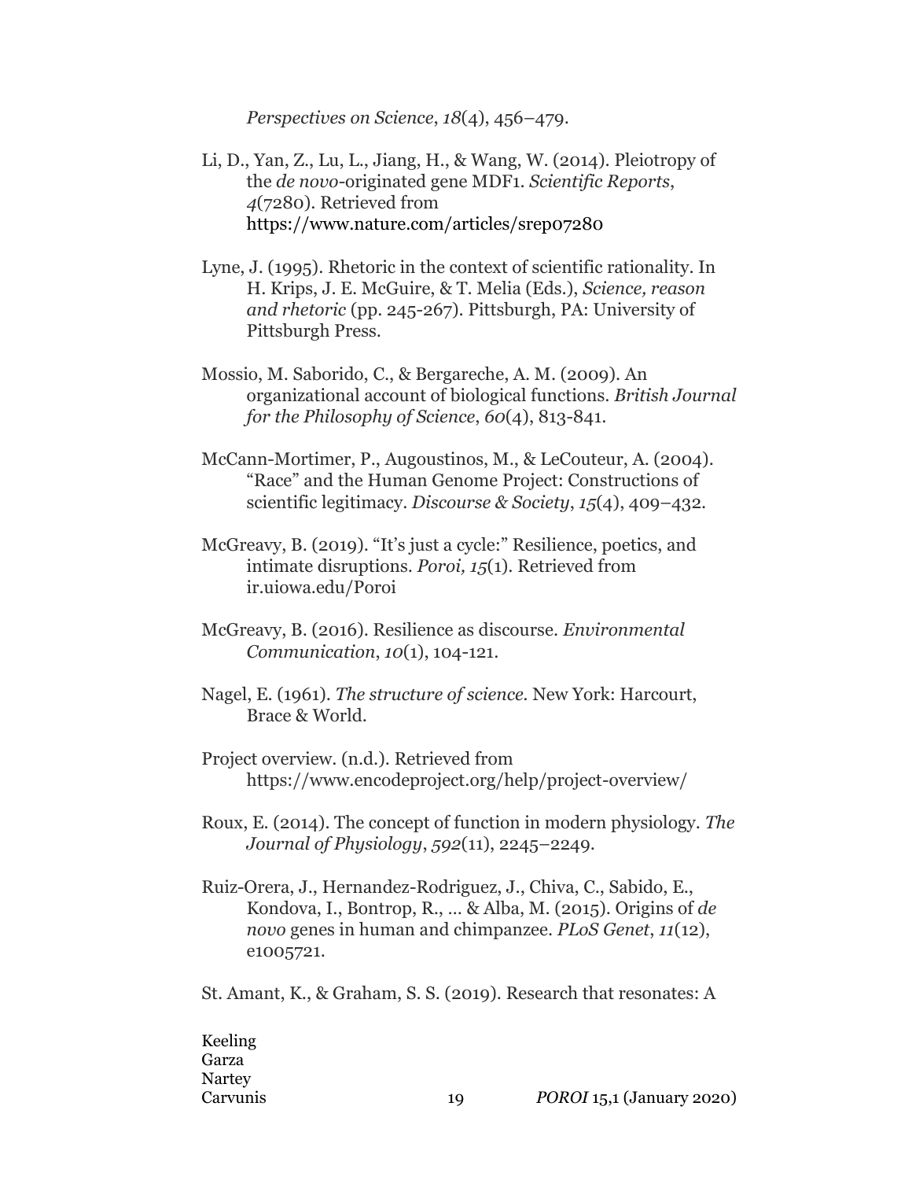*Perspectives on Science*, *18*(4), 456–479.

Li, D., Yan, Z., Lu, L., Jiang, H., & Wang, W. (2014). Pleiotropy of the *de novo*-originated gene MDF1. *Scientific Reports*, *4*(7280). Retrieved from https://www.nature.com/articles/srep07280

Lyne, J. (1995). Rhetoric in the context of scientific rationality. In H. Krips, J. E. McGuire, & T. Melia (Eds.), *Science, reason and rhetoric* (pp. 245-267). Pittsburgh, PA: University of Pittsburgh Press.

Mossio, M. Saborido, C., & Bergareche, A. M. (2009). An organizational account of biological functions. *British Journal for the Philosophy of Science*, *60*(4), 813-841.

McCann-Mortimer, P., Augoustinos, M., & LeCouteur, A. (2004). "Race" and the Human Genome Project: Constructions of scientific legitimacy. *Discourse & Society*, *15*(4), 409–432.

McGreavy, B. (2019). "It's just a cycle:" Resilience, poetics, and intimate disruptions. *Poroi, 15*(1). Retrieved from ir.uiowa.edu/Poroi

McGreavy, B. (2016). Resilience as discourse. *Environmental Communication*, *10*(1), 104-121.

Nagel, E. (1961). *The structure of science*. New York: Harcourt, Brace & World.

Project overview. (n.d.). Retrieved from https://www.encodeproject.org/help/project-overview/

Roux, E. (2014). The concept of function in modern physiology. *The Journal of Physiology*, *592*(11), 2245–2249.

Ruiz-Orera, J., Hernandez-Rodriguez, J., Chiva, C., Sabido, E., Kondova, I., Bontrop, R., … & Alba, M. (2015). Origins of *de novo* genes in human and chimpanzee. *PLoS Genet*, *11*(12), e1005721.

St. Amant, K., & Graham, S. S. (2019). Research that resonates: A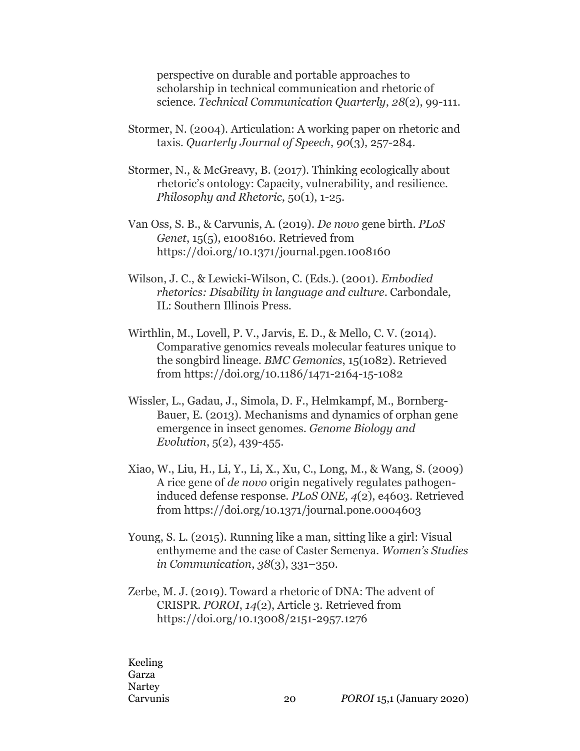perspective on durable and portable approaches to scholarship in technical communication and rhetoric of science. *Technical Communication Quarterly*, *28*(2), 99-111.

Stormer, N. (2004). Articulation: A working paper on rhetoric and taxis. *Quarterly Journal of Speech*, *90*(3), 257-284.

Stormer, N., & McGreavy, B. (2017). Thinking ecologically about rhetoric's ontology: Capacity, vulnerability, and resilience. *Philosophy and Rhetoric*, 50(1), 1-25.

Van Oss, S. B., & Carvunis, A. (2019). *De novo* gene birth. *PLoS Genet*, 15(5), e1008160. Retrieved from https://doi.org/10.1371/journal.pgen.1008160

Wilson, J. C., & Lewicki-Wilson, C. (Eds.). (2001). *Embodied rhetorics: Disability in language and culture*. Carbondale, IL: Southern Illinois Press.

Wirthlin, M., Lovell, P. V., Jarvis, E. D., & Mello, C. V. (2014). Comparative genomics reveals molecular features unique to the songbird lineage. *BMC Gemonics*, 15(1082). Retrieved from https://doi.org/10.1186/1471-2164-15-1082

Wissler, L., Gadau, J., Simola, D. F., Helmkampf, M., Bornberg-Bauer, E. (2013). Mechanisms and dynamics of orphan gene emergence in insect genomes. *Genome Biology and Evolution*, 5(2), 439-455.

Xiao, W., Liu, H., Li, Y., Li, X., Xu, C., Long, M., & Wang, S. (2009) A rice gene of *de novo* origin negatively regulates pathogen-induced defense response. *PLoS ONE*, *4*(2), e4603. Retrieved from https://doi.org/10.1371/journal.pone.0004603

Young, S. L. (2015). Running like a man, sitting like a girl: Visual enthymeme and the case of Caster Semenya. *Women's Studies in Communication*, *38*(3), 331–350.

Zerbe, M. J. (2019). Toward a rhetoric of DNA: The advent of CRISPR. *POROI*, *14*(2), Article 3. Retrieved from https://doi.org/10.13008/2151-2957.1276